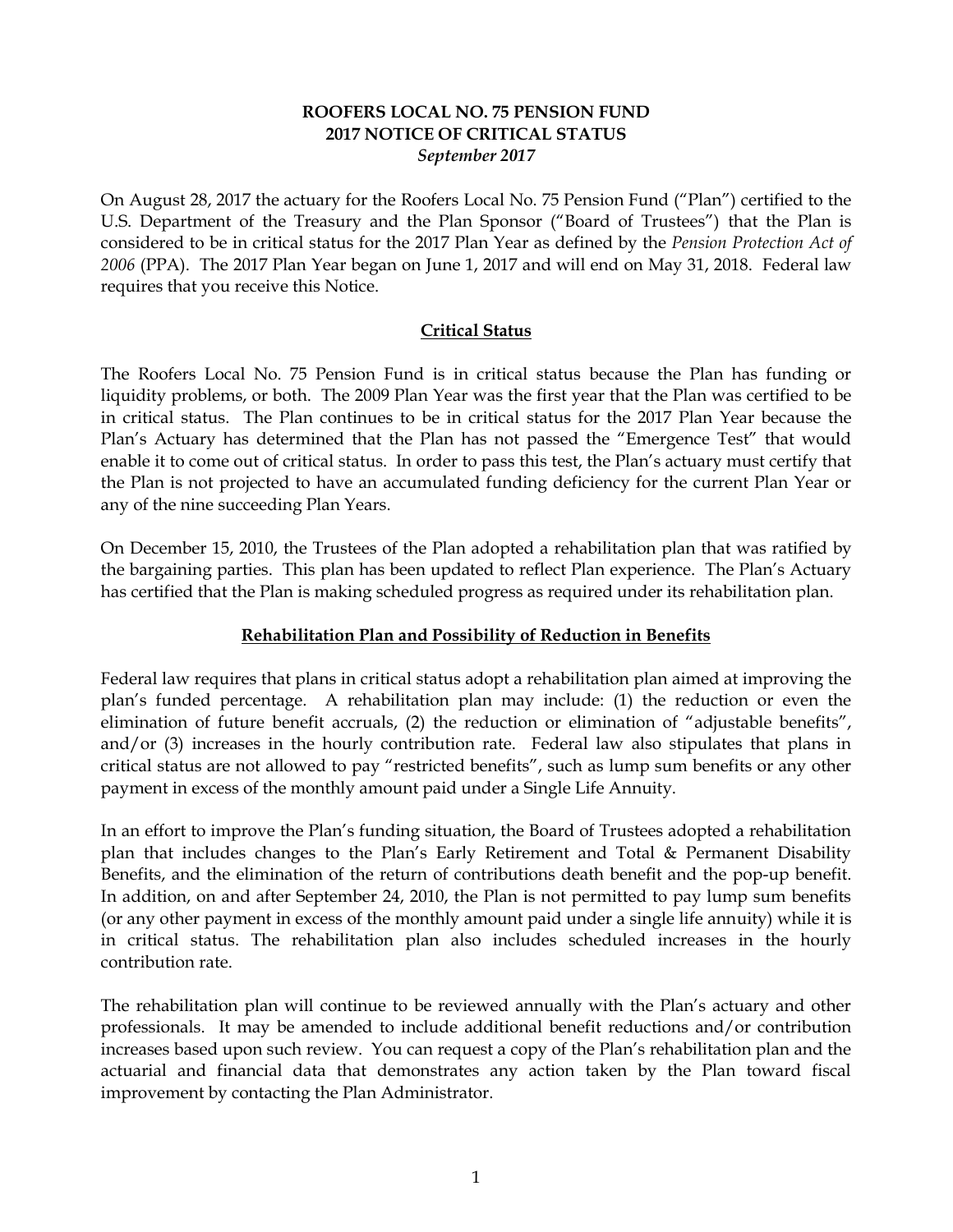# ROOFERS LOCAL NO. 75 PENSION FUND
# 2017 NOTICE OF CRITICAL STATUS
*September 2017*

On August 28, 2017 the actuary for the Roofers Local No. 75 Pension Fund ("Plan") certified to the U.S. Department of the Treasury and the Plan Sponsor ("Board of Trustees") that the Plan is considered to be in critical status for the 2017 Plan Year as defined by the *Pension Protection Act of 2006* (PPA). The 2017 Plan Year began on June 1, 2017 and will end on May 31, 2018. Federal law requires that you receive this Notice.

## Critical Status

The Roofers Local No. 75 Pension Fund is in critical status because the Plan has funding or liquidity problems, or both. The 2009 Plan Year was the first year that the Plan was certified to be in critical status. The Plan continues to be in critical status for the 2017 Plan Year because the Plan's Actuary has determined that the Plan has not passed the "Emergence Test" that would enable it to come out of critical status. In order to pass this test, the Plan's actuary must certify that the Plan is not projected to have an accumulated funding deficiency for the current Plan Year or any of the nine succeeding Plan Years.

On December 15, 2010, the Trustees of the Plan adopted a rehabilitation plan that was ratified by the bargaining parties. This plan has been updated to reflect Plan experience. The Plan's Actuary has certified that the Plan is making scheduled progress as required under its rehabilitation plan.

## Rehabilitation Plan and Possibility of Reduction in Benefits

Federal law requires that plans in critical status adopt a rehabilitation plan aimed at improving the plan's funded percentage. A rehabilitation plan may include: (1) the reduction or even the elimination of future benefit accruals, (2) the reduction or elimination of "adjustable benefits", and/or (3) increases in the hourly contribution rate. Federal law also stipulates that plans in critical status are not allowed to pay "restricted benefits", such as lump sum benefits or any other payment in excess of the monthly amount paid under a Single Life Annuity.

In an effort to improve the Plan's funding situation, the Board of Trustees adopted a rehabilitation plan that includes changes to the Plan's Early Retirement and Total & Permanent Disability Benefits, and the elimination of the return of contributions death benefit and the pop-up benefit. In addition, on and after September 24, 2010, the Plan is not permitted to pay lump sum benefits (or any other payment in excess of the monthly amount paid under a single life annuity) while it is in critical status. The rehabilitation plan also includes scheduled increases in the hourly contribution rate.

The rehabilitation plan will continue to be reviewed annually with the Plan's actuary and other professionals. It may be amended to include additional benefit reductions and/or contribution increases based upon such review. You can request a copy of the Plan's rehabilitation plan and the actuarial and financial data that demonstrates any action taken by the Plan toward fiscal improvement by contacting the Plan Administrator.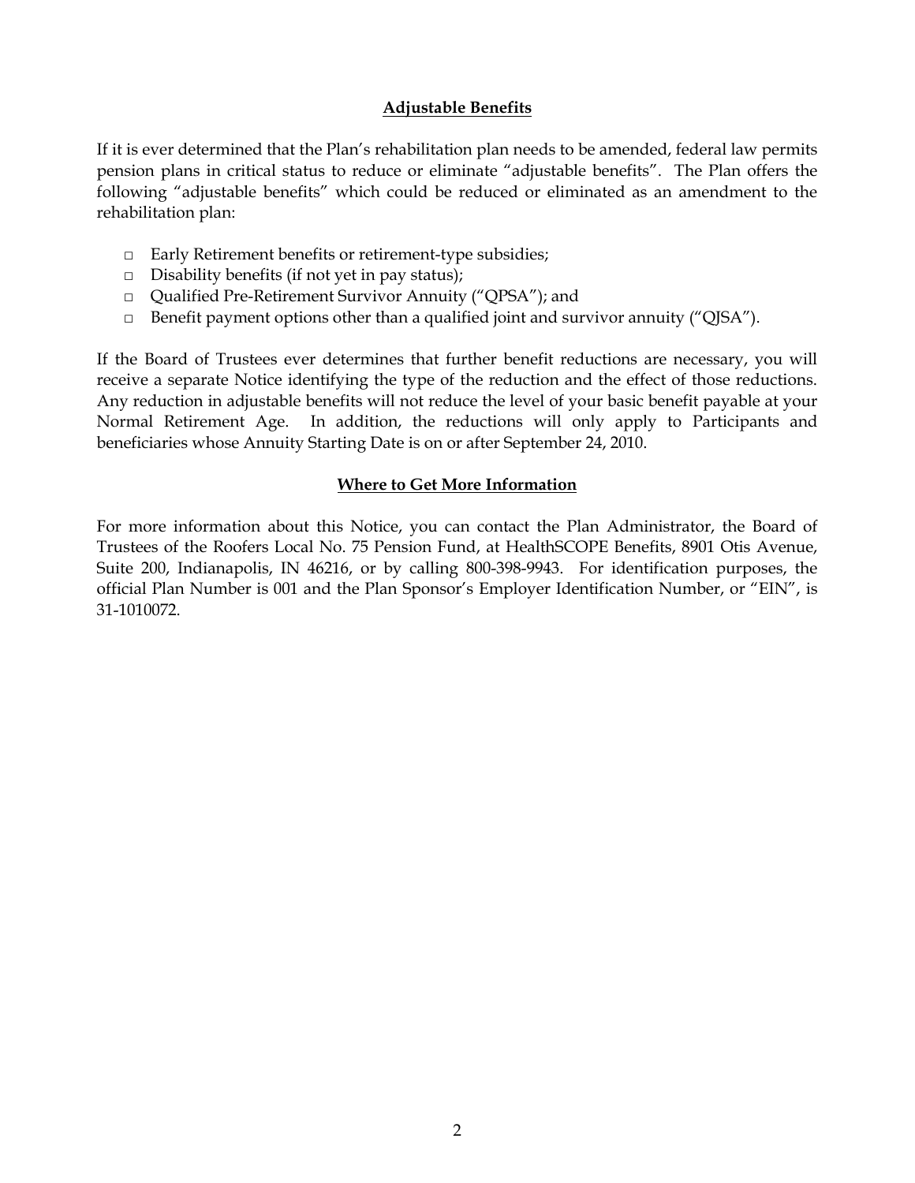## Adjustable Benefits

If it is ever determined that the Plan's rehabilitation plan needs to be amended, federal law permits pension plans in critical status to reduce or eliminate "adjustable benefits". The Plan offers the following "adjustable benefits" which could be reduced or eliminated as an amendment to the rehabilitation plan:

- Early Retirement benefits or retirement-type subsidies;
- Disability benefits (if not yet in pay status);
- Qualified Pre-Retirement Survivor Annuity ("QPSA"); and
- Benefit payment options other than a qualified joint and survivor annuity ("QJSA").

If the Board of Trustees ever determines that further benefit reductions are necessary, you will receive a separate Notice identifying the type of the reduction and the effect of those reductions. Any reduction in adjustable benefits will not reduce the level of your basic benefit payable at your Normal Retirement Age. In addition, the reductions will only apply to Participants and beneficiaries whose Annuity Starting Date is on or after September 24, 2010.

## Where to Get More Information

For more information about this Notice, you can contact the Plan Administrator, the Board of Trustees of the Roofers Local No. 75 Pension Fund, at HealthSCOPE Benefits, 8901 Otis Avenue, Suite 200, Indianapolis, IN 46216, or by calling 800-398-9943. For identification purposes, the official Plan Number is 001 and the Plan Sponsor's Employer Identification Number, or "EIN", is 31-1010072.